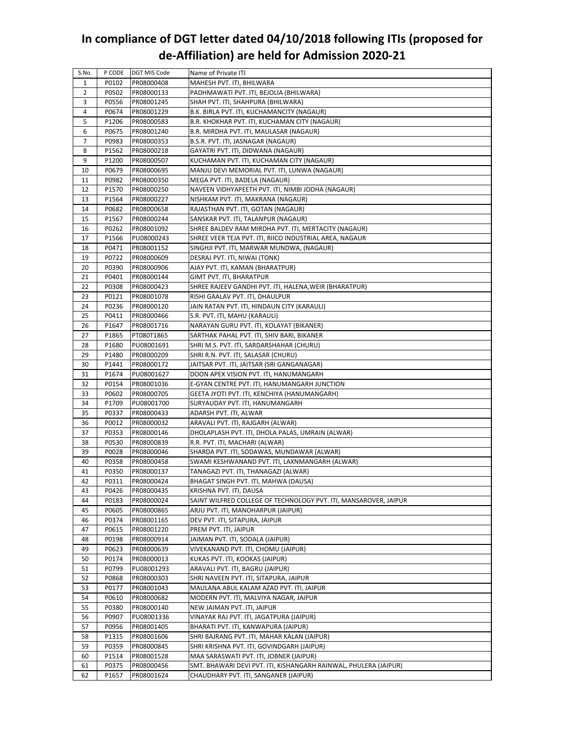# In compliance of DGT letter dated 04/10/2018 following ITIs (proposed for de-Affiliation) are held for Admission 2020-21

| S.No. | P CODE | DGT MIS Code | Name of Private ITI |
|---|---|---|---|
| 1 | P0102 | PR08000408 | MAHESH PVT. ITI, BHILWARA |
| 2 | P0502 | PR08000133 | PADHMAWATI PVT. ITI, BEJOLIA (BHILWARA) |
| 3 | P0556 | PR08001245 | SHAH PVT. ITI, SHAHPURA (BHILWARA) |
| 4 | P0674 | PR08001229 | B.K. BIRLA PVT. ITI, KUCHAMANCITY (NAGAUR) |
| 5 | P1206 | PR08000583 | B.R. KHOKHAR PVT. ITI, KUCHAMAN CITY (NAGAUR) |
| 6 | P0675 | PR08001240 | B.R. MIRDHA PVT. ITI, MAULASAR (NAGAUR) |
| 7 | P0983 | PR08000353 | B.S.R. PVT. ITI, JASNAGAR (NAGAUR) |
| 8 | P1562 | PR08000218 | GAYATRI PVT. ITI, DIDWANA (NAGAUR) |
| 9 | P1200 | PR08000507 | KUCHAMAN PVT. ITI, KUCHAMAN CITY (NAGAUR) |
| 10 | P0679 | PR08000695 | MANJU DEVI MEMORIAL PVT. ITI, LUNWA (NAGAUR) |
| 11 | P0982 | PR08000350 | MEGA PVT. ITI, BADELA (NAGAUR) |
| 12 | P1570 | PR08000250 | NAVEEN VIDHYAPEETH PVT. ITI, NIMBI JODHA (NAGAUR) |
| 13 | P1564 | PR08000227 | NISHKAM PVT. ITI, MAKRANA (NAGAUR) |
| 14 | P0682 | PR08000658 | RAJASTHAN PVT. ITI, GOTAN (NAGAUR) |
| 15 | P1567 | PR08000244 | SANSKAR PVT. ITI, TALANPUR (NAGAUR) |
| 16 | P0262 | PR08001092 | SHREE BALDEV RAM MIRDHA PVT. ITI, MERTACITY (NAGAUR) |
| 17 | P1566 | PU08000243 | SHREE VEER TEJA PVT. ITI, RIICO INDUSTRIAL AREA, NAGAUR |
| 18 | P0471 | PR08001152 | SINGHJI PVT. ITI, MARWAR MUNDWA, (NAGAUR) |
| 19 | P0722 | PR08000609 | DESRAJ PVT. ITI, NIWAI (TONK) |
| 20 | P0390 | PR08000906 | AJAY PVT. ITI, KAMAN (BHARATPUR) |
| 21 | P0401 | PR08000144 | GIMT PVT. ITI, BHARATPUR |
| 22 | P0308 | PR08000423 | SHREE RAJEEV GANDHI PVT. ITI, HALENA,WEIR (BHARATPUR) |
| 23 | P0121 | PR08001078 | RISHI GAALAV PVT. ITI, DHAULPUR |
| 24 | P0236 | PR08000120 | JAIN RATAN PVT. ITI, HINDAUN CITY (KARAULI) |
| 25 | P0411 | PR08000466 | S.R. PVT. ITI, MAHU (KARAULI) |
| 26 | P1647 | PR08001716 | NARAYAN GURU PVT. ITI, KOLAYAT (BIKANER) |
| 27 | P1865 | PT080T1865 | SARTHAK PAHAL PVT. ITI, SHIV BARI, BIKANER |
| 28 | P1680 | PU08001691 | SHRI M.S. PVT. ITI, SARDARSHAHAR (CHURU) |
| 29 | P1480 | PR08000209 | SHRI R.N. PVT. ITI, SALASAR (CHURU) |
| 30 | P1441 | PR08000172 | JAITSAR PVT. ITI, JAITSAR (SRI GANGANAGAR) |
| 31 | P1674 | PU08001627 | DOON APEX VISION PVT. ITI, HANUMANGARH |
| 32 | P0154 | PR08001036 | E-GYAN CENTRE PVT. ITI, HANUMANGARH JUNCTION |
| 33 | P0602 | PR08000705 | GEETA JYOTI PVT. ITI, KENCHIYA (HANUMANGARH) |
| 34 | P1709 | PU08001700 | SURYAUDAY PVT. ITI, HANUMANGARH |
| 35 | P0337 | PR08000433 | ADARSH PVT. ITI, ALWAR |
| 36 | P0012 | PR08000032 | ARAVALI PVT. ITI, RAJGARH (ALWAR) |
| 37 | P0353 | PR08000146 | DHOLAPLASH PVT. ITI, DHOLA PALAS, UMRAIN (ALWAR) |
| 38 | P0530 | PR08000839 | R.R. PVT. ITI, MACHARI (ALWAR) |
| 39 | P0028 | PR08000046 | SHARDA PVT. ITI, SODAWAS, MUNDAWAR (ALWAR) |
| 40 | P0358 | PR08000458 | SWAMI KESHWANAND PVT. ITI, LAXNMANGARH (ALWAR) |
| 41 | P0350 | PR08000137 | TANAGAZI PVT. ITI, THANAGAZI (ALWAR) |
| 42 | P0311 | PR08000424 | BHAGAT SINGH PVT. ITI, MAHWA (DAUSA) |
| 43 | P0426 | PR08000435 | KRISHNA PVT. ITI, DAUSA |
| 44 | P0183 | PR08000024 | SAINT WILFRED COLLEGE OF TECHNOLOGY PVT. ITI, MANSAROVER, JAIPUR |
| 45 | P0605 | PR08000865 | ARJU PVT. ITI, MANOHARPUR (JAIPUR) |
| 46 | P0374 | PR08001165 | DEV PVT. ITI, SITAPURA, JAIPUR |
| 47 | P0615 | PR08001220 | PREM PVT. ITI, JAIPUR |
| 48 | P0198 | PR08000914 | JAIMAN PVT. ITI, SODALA (JAIPUR) |
| 49 | P0623 | PR08000639 | VIVEKANAND PVT. ITI, CHOMU (JAIPUR) |
| 50 | P0174 | PR08000013 | KUKAS PVT. ITI, KOOKAS (JAIPUR) |
| 51 | P0799 | PU08001293 | ARAVALI PVT. ITI, BAGRU (JAIPUR) |
| 52 | P0868 | PR08000303 | SHRI NAVEEN PVT. ITI, SITAPURA, JAIPUR |
| 53 | P0177 | PR08001043 | MAULANA ABUL KALAM AZAD PVT. ITI, JAIPUR |
| 54 | P0610 | PR08000682 | MODERN PVT. ITI, MALVIYA NAGAR, JAIPUR |
| 55 | P0380 | PR08000140 | NEW JAIMAN PVT. ITI, JAIPUR |
| 56 | P0907 | PU08001336 | VINAYAK RAJ PVT. ITI, JAGATPURA (JAIPUR) |
| 57 | P0956 | PR08001405 | BHARATI PVT. ITI, KANWAPURA (JAIPUR) |
| 58 | P1315 | PR08001606 | SHRI BAJRANG PVT. ITI, MAHAR KALAN (JAIPUR) |
| 59 | P0359 | PR08000845 | SHRI KRISHNA PVT. ITI, GOVINDGARH (JAIPUR) |
| 60 | P1514 | PR08001528 | MAA SARASWATI PVT. ITI, JOBNER (JAIPUR) |
| 61 | P0375 | PR08000456 | SMT. BHAWARI DEVI PVT. ITI, KISHANGARH RAINWAL, PHULERA (JAIPUR) |
| 62 | P1657 | PR08001624 | CHAUDHARY PVT. ITI, SANGANER (JAIPUR) |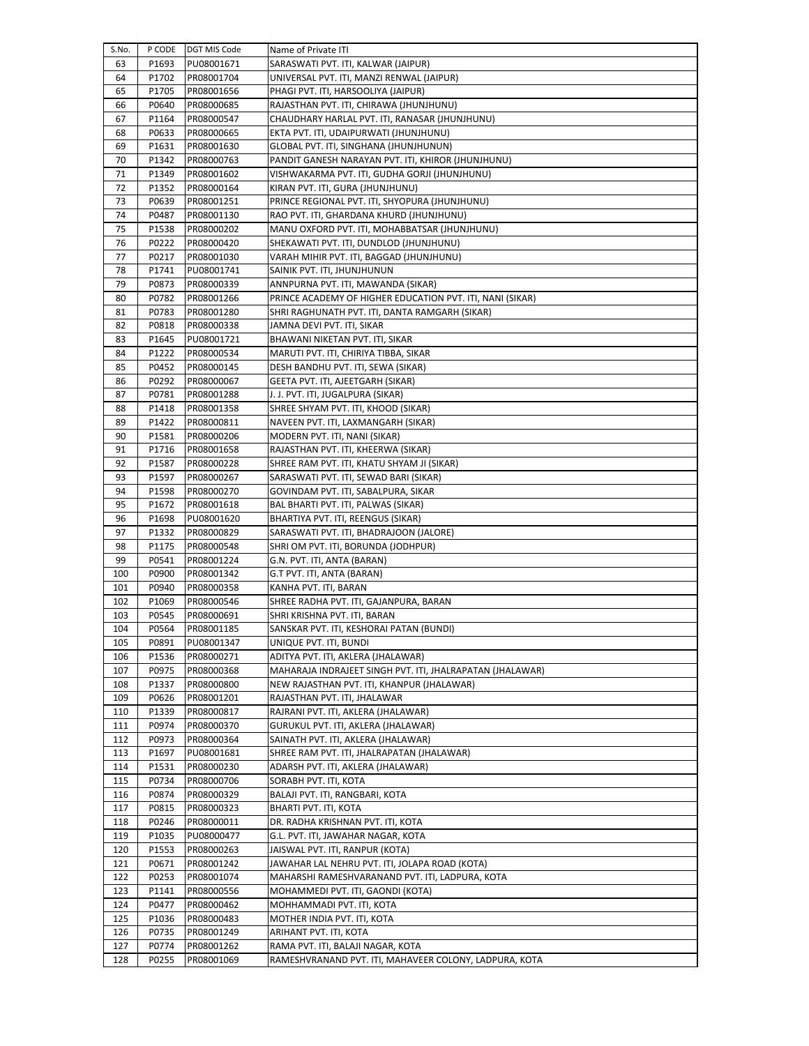| S.No. | P CODE | DGT MIS Code | Name of Private ITI |
|---|---|---|---|
| 63 | P1693 | PU08001671 | SARASWATI PVT. ITI, KALWAR (JAIPUR) |
| 64 | P1702 | PR08001704 | UNIVERSAL PVT. ITI, MANZI RENWAL (JAIPUR) |
| 65 | P1705 | PR08001656 | PHAGI PVT. ITI, HARSOOLIYA (JAIPUR) |
| 66 | P0640 | PR08000685 | RAJASTHAN PVT. ITI, CHIRAWA (JHUNJHUNU) |
| 67 | P1164 | PR08000547 | CHAUDHARY HARLAL PVT. ITI, RANASAR (JHUNJHUNU) |
| 68 | P0633 | PR08000665 | EKTA PVT. ITI, UDAIPURWATI (JHUNJHUNU) |
| 69 | P1631 | PR08001630 | GLOBAL PVT. ITI, SINGHANA (JHUNJHUNUN) |
| 70 | P1342 | PR08000763 | PANDIT GANESH NARAYAN PVT. ITI, KHIROR (JHUNJHUNU) |
| 71 | P1349 | PR08001602 | VISHWAKARMA PVT. ITI, GUDHA GORJI (JHUNJHUNU) |
| 72 | P1352 | PR08000164 | KIRAN PVT. ITI, GURA (JHUNJHUNU) |
| 73 | P0639 | PR08001251 | PRINCE REGIONAL PVT. ITI, SHYOPURA (JHUNJHUNU) |
| 74 | P0487 | PR08001130 | RAO PVT. ITI, GHARDANA KHURD (JHUNJHUNU) |
| 75 | P1538 | PR08000202 | MANU OXFORD PVT. ITI, MOHABBATSAR (JHUNJHUNU) |
| 76 | P0222 | PR08000420 | SHEKAWATI PVT. ITI, DUNDLOD (JHUNJHUNU) |
| 77 | P0217 | PR08001030 | VARAH MIHIR PVT. ITI, BAGGAD (JHUNJHUNU) |
| 78 | P1741 | PU08001741 | SAINIK PVT. ITI, JHUNJHUNUN |
| 79 | P0873 | PR08000339 | ANNPURNA PVT. ITI, MAWANDA (SIKAR) |
| 80 | P0782 | PR08001266 | PRINCE ACADEMY OF HIGHER EDUCATION PVT. ITI, NANI (SIKAR) |
| 81 | P0783 | PR08001280 | SHRI RAGHUNATH PVT. ITI, DANTA RAMGARH (SIKAR) |
| 82 | P0818 | PR08000338 | JAMNA DEVI PVT. ITI, SIKAR |
| 83 | P1645 | PU08001721 | BHAWANI NIKETAN PVT. ITI, SIKAR |
| 84 | P1222 | PR08000534 | MARUTI PVT. ITI, CHIRIYA TIBBA, SIKAR |
| 85 | P0452 | PR08000145 | DESH BANDHU PVT. ITI, SEWA (SIKAR) |
| 86 | P0292 | PR08000067 | GEETA PVT. ITI, AJEETGARH (SIKAR) |
| 87 | P0781 | PR08001288 | J. J. PVT. ITI, JUGALPURA (SIKAR) |
| 88 | P1418 | PR08001358 | SHREE SHYAM PVT. ITI, KHOOD (SIKAR) |
| 89 | P1422 | PR08000811 | NAVEEN PVT. ITI, LAXMANGARH (SIKAR) |
| 90 | P1581 | PR08000206 | MODERN PVT. ITI, NANI (SIKAR) |
| 91 | P1716 | PR08001658 | RAJASTHAN PVT. ITI, KHEERWA (SIKAR) |
| 92 | P1587 | PR08000228 | SHREE RAM PVT. ITI, KHATU SHYAM JI (SIKAR) |
| 93 | P1597 | PR08000267 | SARASWATI PVT. ITI, SEWAD BARI (SIKAR) |
| 94 | P1598 | PR08000270 | GOVINDAM PVT. ITI, SABALPURA, SIKAR |
| 95 | P1672 | PR08001618 | BAL BHARTI PVT. ITI, PALWAS (SIKAR) |
| 96 | P1698 | PU08001620 | BHARTIYA PVT. ITI, REENGUS (SIKAR) |
| 97 | P1332 | PR08000829 | SARASWATI PVT. ITI, BHADRAJOON (JALORE) |
| 98 | P1175 | PR08000548 | SHRI OM PVT. ITI, BORUNDA (JODHPUR) |
| 99 | P0541 | PR08001224 | G.N. PVT. ITI, ANTA (BARAN) |
| 100 | P0900 | PR08001342 | G.T PVT. ITI, ANTA (BARAN) |
| 101 | P0940 | PR08000358 | KANHA PVT. ITI, BARAN |
| 102 | P1069 | PR08000546 | SHREE RADHA PVT. ITI, GAJANPURA, BARAN |
| 103 | P0545 | PR08000691 | SHRI KRISHNA PVT. ITI, BARAN |
| 104 | P0564 | PR08001185 | SANSKAR PVT. ITI, KESHORAI PATAN (BUNDI) |
| 105 | P0891 | PU08001347 | UNIQUE PVT. ITI, BUNDI |
| 106 | P1536 | PR08000271 | ADITYA PVT. ITI, AKLERA (JHALAWAR) |
| 107 | P0975 | PR08000368 | MAHARAJA INDRAJEET SINGH PVT. ITI, JHALRAPATAN (JHALAWAR) |
| 108 | P1337 | PR08000800 | NEW RAJASTHAN PVT. ITI, KHANPUR (JHALAWAR) |
| 109 | P0626 | PR08001201 | RAJASTHAN PVT. ITI, JHALAWAR |
| 110 | P1339 | PR08000817 | RAJRANI PVT. ITI, AKLERA (JHALAWAR) |
| 111 | P0974 | PR08000370 | GURUKUL PVT. ITI, AKLERA (JHALAWAR) |
| 112 | P0973 | PR08000364 | SAINATH PVT. ITI, AKLERA (JHALAWAR) |
| 113 | P1697 | PU08001681 | SHREE RAM PVT. ITI, JHALRAPATAN (JHALAWAR) |
| 114 | P1531 | PR08000230 | ADARSH PVT. ITI, AKLERA (JHALAWAR) |
| 115 | P0734 | PR08000706 | SORABH PVT. ITI, KOTA |
| 116 | P0874 | PR08000329 | BALAJI PVT. ITI, RANGBARI, KOTA |
| 117 | P0815 | PR08000323 | BHARTI PVT. ITI, KOTA |
| 118 | P0246 | PR08000011 | DR. RADHA KRISHNAN PVT. ITI, KOTA |
| 119 | P1035 | PU08000477 | G.L. PVT. ITI, JAWAHAR NAGAR, KOTA |
| 120 | P1553 | PR08000263 | JAISWAL PVT. ITI, RANPUR (KOTA) |
| 121 | P0671 | PR08001242 | JAWAHAR LAL NEHRU PVT. ITI, JOLAPA ROAD (KOTA) |
| 122 | P0253 | PR08001074 | MAHARSHI RAMESHVARANAND PVT. ITI, LADPURA, KOTA |
| 123 | P1141 | PR08000556 | MOHAMMEDI PVT. ITI, GAONDI (KOTA) |
| 124 | P0477 | PR08000462 | MOHHAMMADI PVT. ITI, KOTA |
| 125 | P1036 | PR08000483 | MOTHER INDIA PVT. ITI, KOTA |
| 126 | P0735 | PR08001249 | ARIHANT PVT. ITI, KOTA |
| 127 | P0774 | PR08001262 | RAMA PVT. ITI, BALAJI NAGAR, KOTA |
| 128 | P0255 | PR08001069 | RAMESHVRANAND PVT. ITI, MAHAVEER COLONY, LADPURA, KOTA |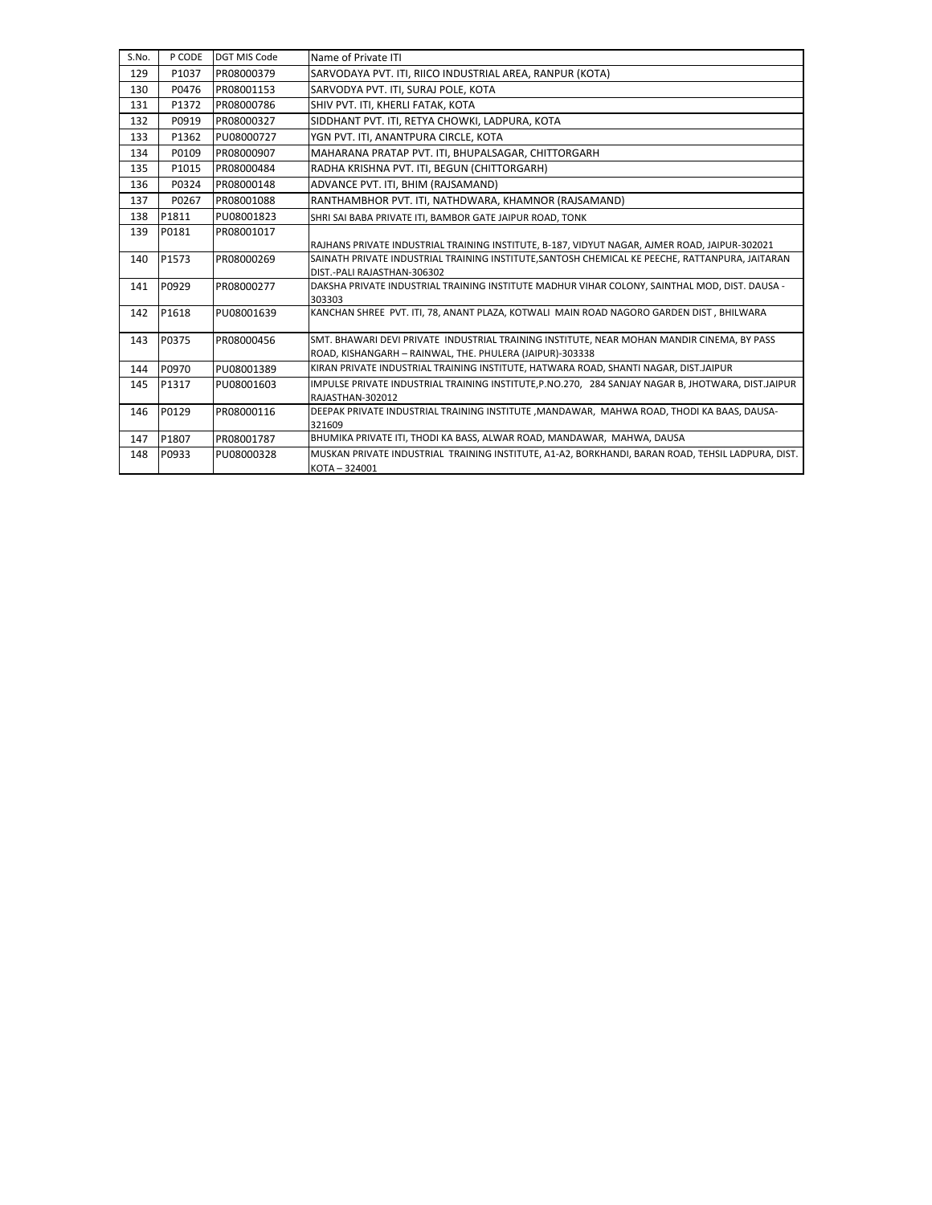| S.No. | P CODE | DGT MIS Code | Name of Private ITI |
|---|---|---|---|
| 129 | P1037 | PR08000379 | SARVODAYA PVT. ITI, RIICO INDUSTRIAL AREA, RANPUR (KOTA) |
| 130 | P0476 | PR08001153 | SARVODYA PVT. ITI, SURAJ POLE, KOTA |
| 131 | P1372 | PR08000786 | SHIV PVT. ITI, KHERLI FATAK, KOTA |
| 132 | P0919 | PR08000327 | SIDDHANT PVT. ITI, RETYA CHOWKI, LADPURA, KOTA |
| 133 | P1362 | PU08000727 | YGN PVT. ITI, ANANTPURA CIRCLE, KOTA |
| 134 | P0109 | PR08000907 | MAHARANA PRATAP PVT. ITI, BHUPALSAGAR, CHITTORGARH |
| 135 | P1015 | PR08000484 | RADHA KRISHNA PVT. ITI, BEGUN (CHITTORGARH) |
| 136 | P0324 | PR08000148 | ADVANCE PVT. ITI, BHIM (RAJSAMAND) |
| 137 | P0267 | PR08001088 | RANTHAMBHOR PVT. ITI, NATHDWARA, KHAMNOR (RAJSAMAND) |
| 138 | P1811 | PU08001823 | SHRI SAI BABA PRIVATE ITI, BAMBOR GATE JAIPUR ROAD, TONK |
| 139 | P0181 | PR08001017 | RAJHANS PRIVATE INDUSTRIAL TRAINING INSTITUTE, B-187, VIDYUT NAGAR, AJMER ROAD, JAIPUR-302021 |
| 140 | P1573 | PR08000269 | SAINATH PRIVATE INDUSTRIAL TRAINING INSTITUTE,SANTOSH CHEMICAL KE PEECHE, RATTANPURA, JAITARAN DIST.-PALI RAJASTHAN-306302 |
| 141 | P0929 | PR08000277 | DAKSHA PRIVATE INDUSTRIAL TRAINING INSTITUTE MADHUR VIHAR COLONY, SAINTHAL MOD, DIST. DAUSA - 303303 |
| 142 | P1618 | PU08001639 | KANCHAN SHREE PVT. ITI, 78, ANANT PLAZA, KOTWALI MAIN ROAD NAGORO GARDEN DIST , BHILWARA |
| 143 | P0375 | PR08000456 | SMT. BHAWARI DEVI PRIVATE INDUSTRIAL TRAINING INSTITUTE, NEAR MOHAN MANDIR CINEMA, BY PASS ROAD, KISHANGARH – RAINWAL, THE. PHULERA (JAIPUR)-303338 |
| 144 | P0970 | PU08001389 | KIRAN PRIVATE INDUSTRIAL TRAINING INSTITUTE, HATWARA ROAD, SHANTI NAGAR, DIST.JAIPUR |
| 145 | P1317 | PU08001603 | IMPULSE PRIVATE INDUSTRIAL TRAINING INSTITUTE,P.NO.270, 284 SANJAY NAGAR B, JHOTWARA, DIST.JAIPUR RAJASTHAN-302012 |
| 146 | P0129 | PR08000116 | DEEPAK PRIVATE INDUSTRIAL TRAINING INSTITUTE ,MANDAWAR, MAHWA ROAD, THODI KA BAAS, DAUSA-321609 |
| 147 | P1807 | PR08001787 | BHUMIKA PRIVATE ITI, THODI KA BASS, ALWAR ROAD, MANDAWAR, MAHWA, DAUSA |
| 148 | P0933 | PU08000328 | MUSKAN PRIVATE INDUSTRIAL TRAINING INSTITUTE, A1-A2, BORKHANDI, BARAN ROAD, TEHSIL LADPURA, DIST. KOTA – 324001 |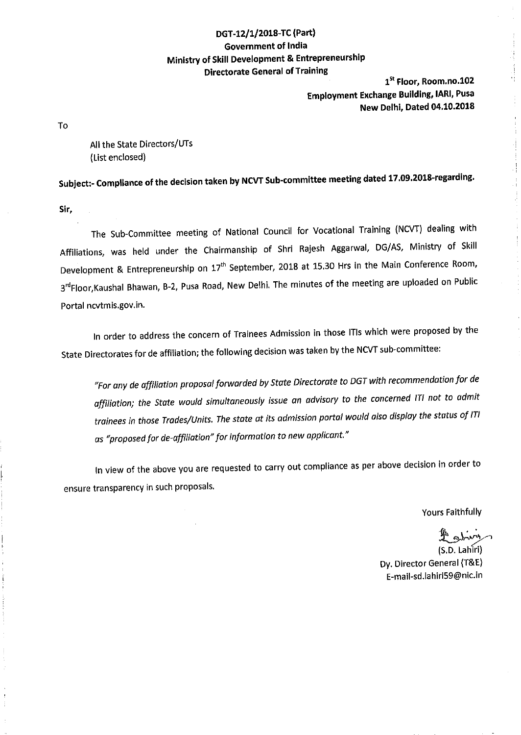**DGT-12/1/2018-TC (Part)**
**Government of India**
**Ministry of Skill Development & Entrepreneurship**
**Directorate General of Training**

**1st Floor, Room.no.102**
**Employment Exchange Building, IARI, Pusa**
**New Delhi, Dated 04.10.2018**

To

All the State Directors/UTs
(List enclosed)

**Subject:- Compliance of the decision taken by NCVT Sub-committee meeting dated 17.09.2018-regarding.**

**Sir,**

The Sub-Committee meeting of National Council for Vocational Training (NCVT) dealing with Affiliations, was held under the Chairmanship of Shri Rajesh Aggarwal, DG/AS, Ministry of Skill Development & Entrepreneurship on 17th September, 2018 at 15.30 Hrs in the Main Conference Room, 3rdFloor,Kaushal Bhawan, B-2, Pusa Road, New Delhi. The minutes of the meeting are uploaded on Public Portal ncvtmis.gov.in.

In order to address the concern of Trainees Admission in those ITIs which were proposed by the State Directorates for de affiliation; the following decision was taken by the NCVT sub-committee:

*"For any de affiliation proposal forwarded by State Directorate to DGT with recommendation for de affiliation; the State would simultaneously issue an advisory to the concerned ITI not to admit trainees in those Trades/Units. The state at its admission portal would also display the status of ITI as "proposed for de-affiliation" for information to new applicant."*

In view of the above you are requested to carry out compliance as per above decision in order to ensure transparency in such proposals.

Yours Faithfully

(S.D. Lahiri)
Dy. Director General (T&E)
E-mail-sd.lahiri59@nic.in